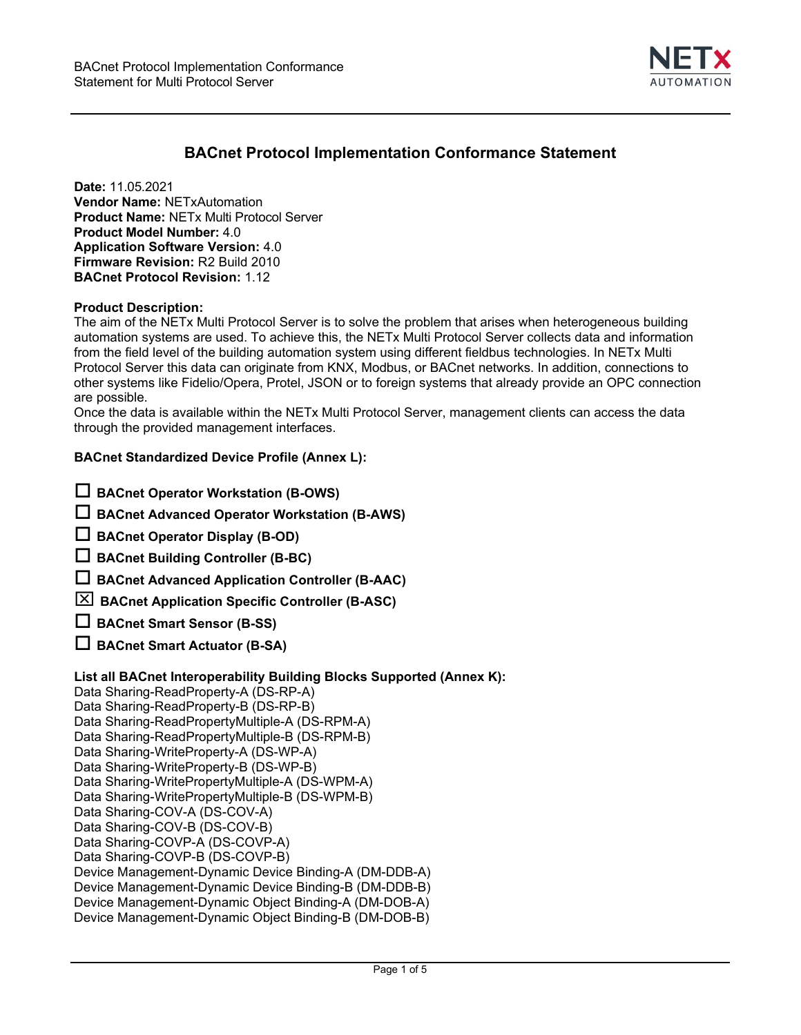# BACnet Protocol Implementation Conformance Statement

**Date:** 11.05.2021
**Vendor Name:** NETxAutomation
**Product Name:** NETx Multi Protocol Server
**Product Model Number:** 4.0
**Application Software Version:** 4.0
**Firmware Revision:** R2 Build 2010
**BACnet Protocol Revision:** 1.12

**Product Description:**
The aim of the NETx Multi Protocol Server is to solve the problem that arises when heterogeneous building automation systems are used. To achieve this, the NETx Multi Protocol Server collects data and information from the field level of the building automation system using different fieldbus technologies. In NETx Multi Protocol Server this data can originate from KNX, Modbus, or BACnet networks. In addition, connections to other systems like Fidelio/Opera, Protel, JSON or to foreign systems that already provide an OPC connection are possible.
Once the data is available within the NETx Multi Protocol Server, management clients can access the data through the provided management interfaces.

**BACnet Standardized Device Profile (Annex L):**

- ☐ **BACnet Operator Workstation (B-OWS)**
- ☐ **BACnet Advanced Operator Workstation (B-AWS)**
- ☐ **BACnet Operator Display (B-OD)**
- ☐ **BACnet Building Controller (B-BC)**
- ☐ **BACnet Advanced Application Controller (B-AAC)**
- ☒ **BACnet Application Specific Controller (B-ASC)**
- ☐ **BACnet Smart Sensor (B-SS)**
- ☐ **BACnet Smart Actuator (B-SA)**

**List all BACnet Interoperability Building Blocks Supported (Annex K):**
Data Sharing-ReadProperty-A (DS-RP-A)
Data Sharing-ReadProperty-B (DS-RP-B)
Data Sharing-ReadPropertyMultiple-A (DS-RPM-A)
Data Sharing-ReadPropertyMultiple-B (DS-RPM-B)
Data Sharing-WriteProperty-A (DS-WP-A)
Data Sharing-WriteProperty-B (DS-WP-B)
Data Sharing-WritePropertyMultiple-A (DS-WPM-A)
Data Sharing-WritePropertyMultiple-B (DS-WPM-B)
Data Sharing-COV-A (DS-COV-A)
Data Sharing-COV-B (DS-COV-B)
Data Sharing-COVP-A (DS-COVP-A)
Data Sharing-COVP-B (DS-COVP-B)
Device Management-Dynamic Device Binding-A (DM-DDB-A)
Device Management-Dynamic Device Binding-B (DM-DDB-B)
Device Management-Dynamic Object Binding-A (DM-DOB-A)
Device Management-Dynamic Object Binding-B (DM-DOB-B)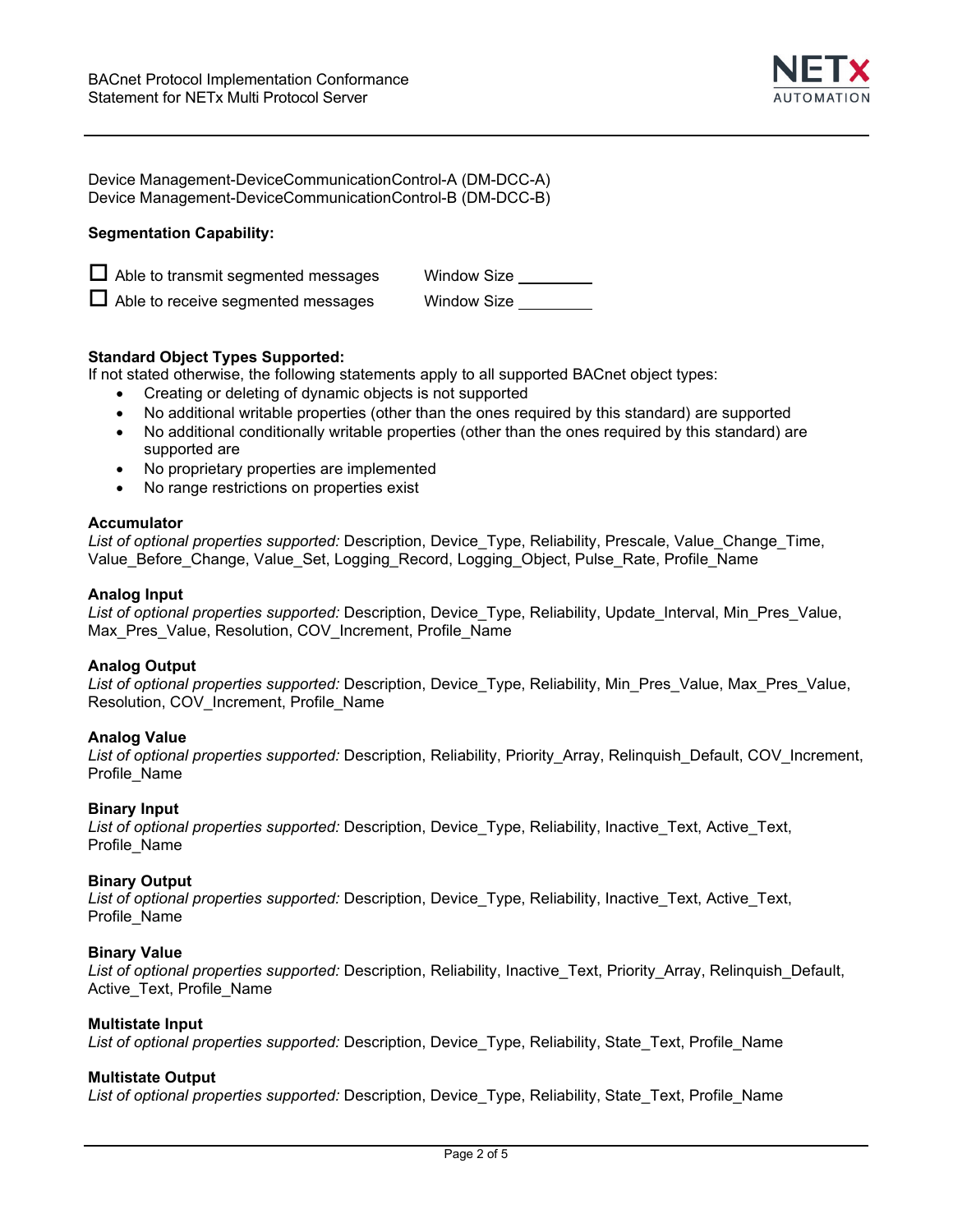Device Management-DeviceCommunicationControl-A (DM-DCC-A)
Device Management-DeviceCommunicationControl-B (DM-DCC-B)

**Segmentation Capability:**

☐ Able to transmit segmented messages  Window Size ________
☐ Able to receive segmented messages  Window Size ________

**Standard Object Types Supported:**

If not stated otherwise, the following statements apply to all supported BACnet object types:

- Creating or deleting of dynamic objects is not supported
- No additional writable properties (other than the ones required by this standard) are supported
- No additional conditionally writable properties (other than the ones required by this standard) are supported are
- No proprietary properties are implemented
- No range restrictions on properties exist

**Accumulator**
*List of optional properties supported:* Description, Device_Type, Reliability, Prescale, Value_Change_Time, Value_Before_Change, Value_Set, Logging_Record, Logging_Object, Pulse_Rate, Profile_Name

**Analog Input**
*List of optional properties supported:* Description, Device_Type, Reliability, Update_Interval, Min_Pres_Value, Max_Pres_Value, Resolution, COV_Increment, Profile_Name

**Analog Output**
*List of optional properties supported:* Description, Device_Type, Reliability, Min_Pres_Value, Max_Pres_Value, Resolution, COV_Increment, Profile_Name

**Analog Value**
*List of optional properties supported:* Description, Reliability, Priority_Array, Relinquish_Default, COV_Increment, Profile_Name

**Binary Input**
*List of optional properties supported:* Description, Device_Type, Reliability, Inactive_Text, Active_Text, Profile_Name

**Binary Output**
*List of optional properties supported:* Description, Device_Type, Reliability, Inactive_Text, Active_Text, Profile_Name

**Binary Value**
*List of optional properties supported:* Description, Reliability, Inactive_Text, Priority_Array, Relinquish_Default, Active_Text, Profile_Name

**Multistate Input**
*List of optional properties supported:* Description, Device_Type, Reliability, State_Text, Profile_Name

**Multistate Output**
*List of optional properties supported:* Description, Device_Type, Reliability, State_Text, Profile_Name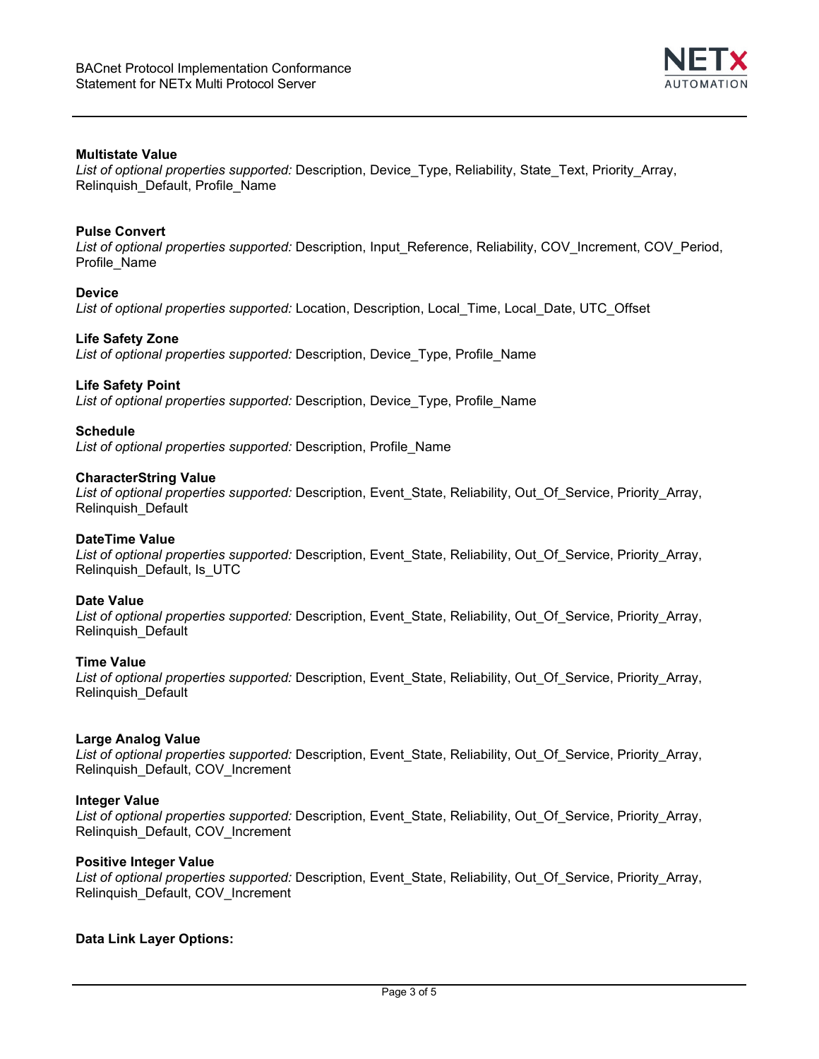**Multistate Value**
*List of optional properties supported:* Description, Device_Type, Reliability, State_Text, Priority_Array, Relinquish_Default, Profile_Name

**Pulse Convert**
*List of optional properties supported:* Description, Input_Reference, Reliability, COV_Increment, COV_Period, Profile_Name

**Device**
*List of optional properties supported:* Location, Description, Local_Time, Local_Date, UTC_Offset

**Life Safety Zone**
*List of optional properties supported:* Description, Device_Type, Profile_Name

**Life Safety Point**
*List of optional properties supported:* Description, Device_Type, Profile_Name

**Schedule**
*List of optional properties supported:* Description, Profile_Name

**CharacterString Value**
*List of optional properties supported:* Description, Event_State, Reliability, Out_Of_Service, Priority_Array, Relinquish_Default

**DateTime Value**
*List of optional properties supported:* Description, Event_State, Reliability, Out_Of_Service, Priority_Array, Relinquish_Default, Is_UTC

**Date Value**
*List of optional properties supported:* Description, Event_State, Reliability, Out_Of_Service, Priority_Array, Relinquish_Default

**Time Value**
*List of optional properties supported:* Description, Event_State, Reliability, Out_Of_Service, Priority_Array, Relinquish_Default

**Large Analog Value**
*List of optional properties supported:* Description, Event_State, Reliability, Out_Of_Service, Priority_Array, Relinquish_Default, COV_Increment

**Integer Value**
*List of optional properties supported:* Description, Event_State, Reliability, Out_Of_Service, Priority_Array, Relinquish_Default, COV_Increment

**Positive Integer Value**
*List of optional properties supported:* Description, Event_State, Reliability, Out_Of_Service, Priority_Array, Relinquish_Default, COV_Increment

**Data Link Layer Options:**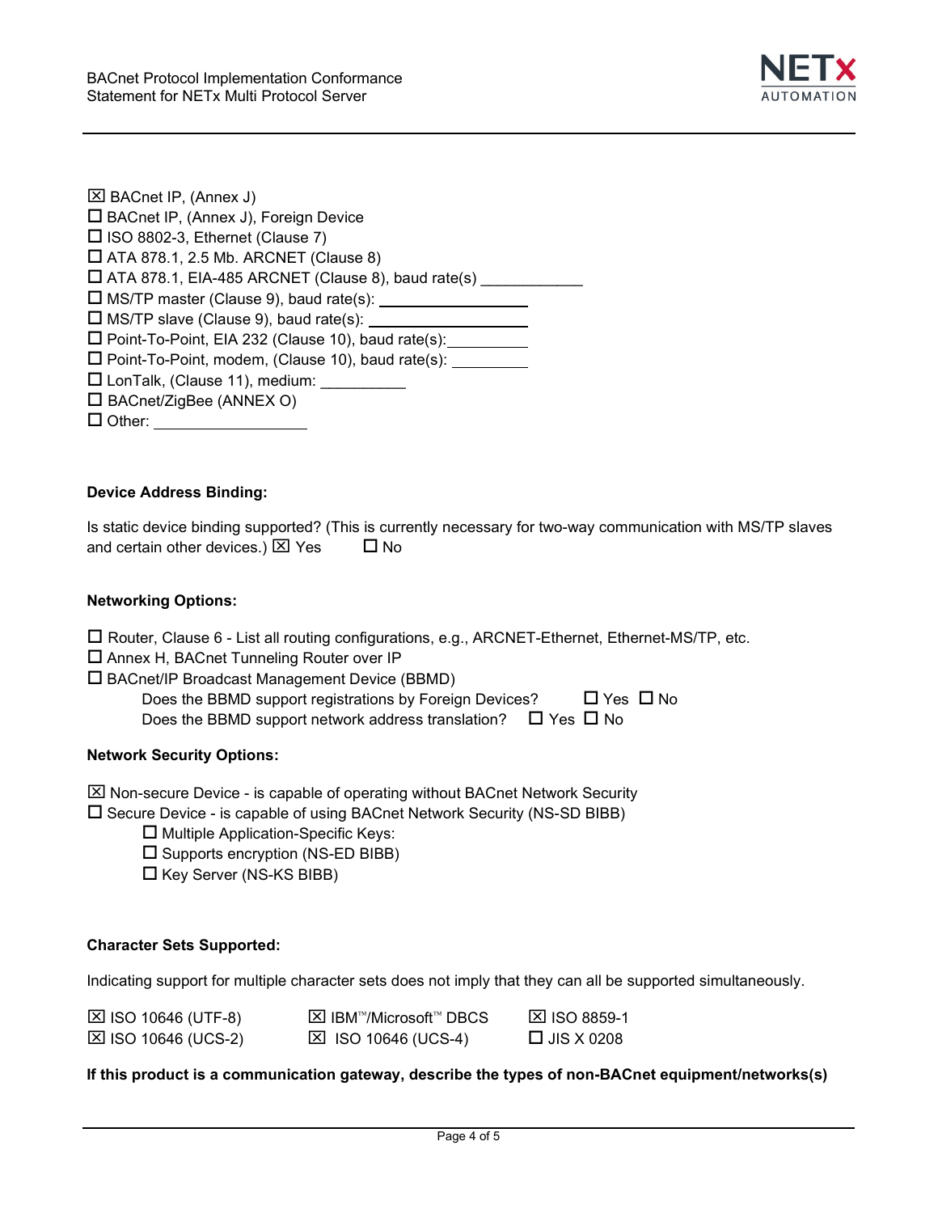☒ BACnet IP, (Annex J)  
☐ BACnet IP, (Annex J), Foreign Device  
☐ ISO 8802-3, Ethernet (Clause 7)  
☐ ATA 878.1, 2.5 Mb. ARCNET (Clause 8)  
☐ ATA 878.1, EIA-485 ARCNET (Clause 8), baud rate(s) ____________  
☐ MS/TP master (Clause 9), baud rate(s): ____________________  
☐ MS/TP slave (Clause 9), baud rate(s): ____________________  
☐ Point-To-Point, EIA 232 (Clause 10), baud rate(s): __________  
☐ Point-To-Point, modem, (Clause 10), baud rate(s): __________  
☐ LonTalk, (Clause 11), medium: __________  
☐ BACnet/ZigBee (ANNEX O)  
☐ Other: ____________________

**Device Address Binding:**

Is static device binding supported? (This is currently necessary for two-way communication with MS/TP slaves and certain other devices.) ☒ Yes ☐ No

**Networking Options:**

☐ Router, Clause 6 - List all routing configurations, e.g., ARCNET-Ethernet, Ethernet-MS/TP, etc.  
☐ Annex H, BACnet Tunneling Router over IP  
☐ BACnet/IP Broadcast Management Device (BBMD)  
    Does the BBMD support registrations by Foreign Devices? ☐ Yes ☐ No  
    Does the BBMD support network address translation? ☐ Yes ☐ No

**Network Security Options:**

☒ Non-secure Device - is capable of operating without BACnet Network Security  
☐ Secure Device - is capable of using BACnet Network Security (NS-SD BIBB)  
    ☐ Multiple Application-Specific Keys:  
    ☐ Supports encryption (NS-ED BIBB)  
    ☐ Key Server (NS-KS BIBB)

**Character Sets Supported:**

Indicating support for multiple character sets does not imply that they can all be supported simultaneously.

| | | |
|---|---|---|
| ☒ ISO 10646 (UTF-8) | ☒ IBM™/Microsoft™ DBCS | ☒ ISO 8859-1 |
| ☒ ISO 10646 (UCS-2) | ☒ ISO 10646 (UCS-4) | ☐ JIS X 0208 |

**If this product is a communication gateway, describe the types of non-BACnet equipment/networks(s)**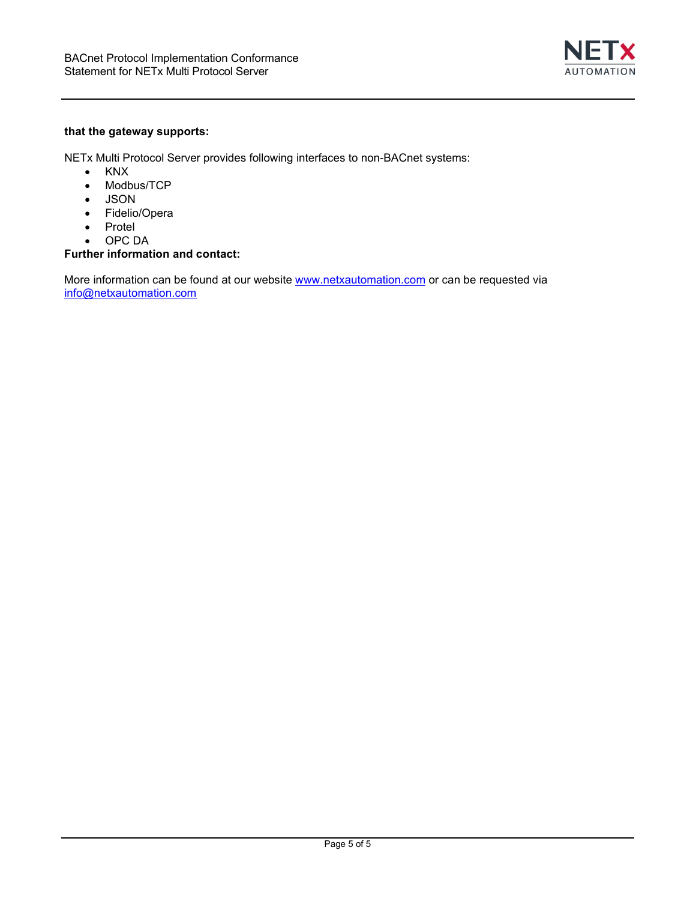**that the gateway supports:**

NETx Multi Protocol Server provides following interfaces to non-BACnet systems:

- KNX
- Modbus/TCP
- JSON
- Fidelio/Opera
- Protel
- OPC DA

**Further information and contact:**

More information can be found at our website www.netxautomation.com or can be requested via info@netxautomation.com